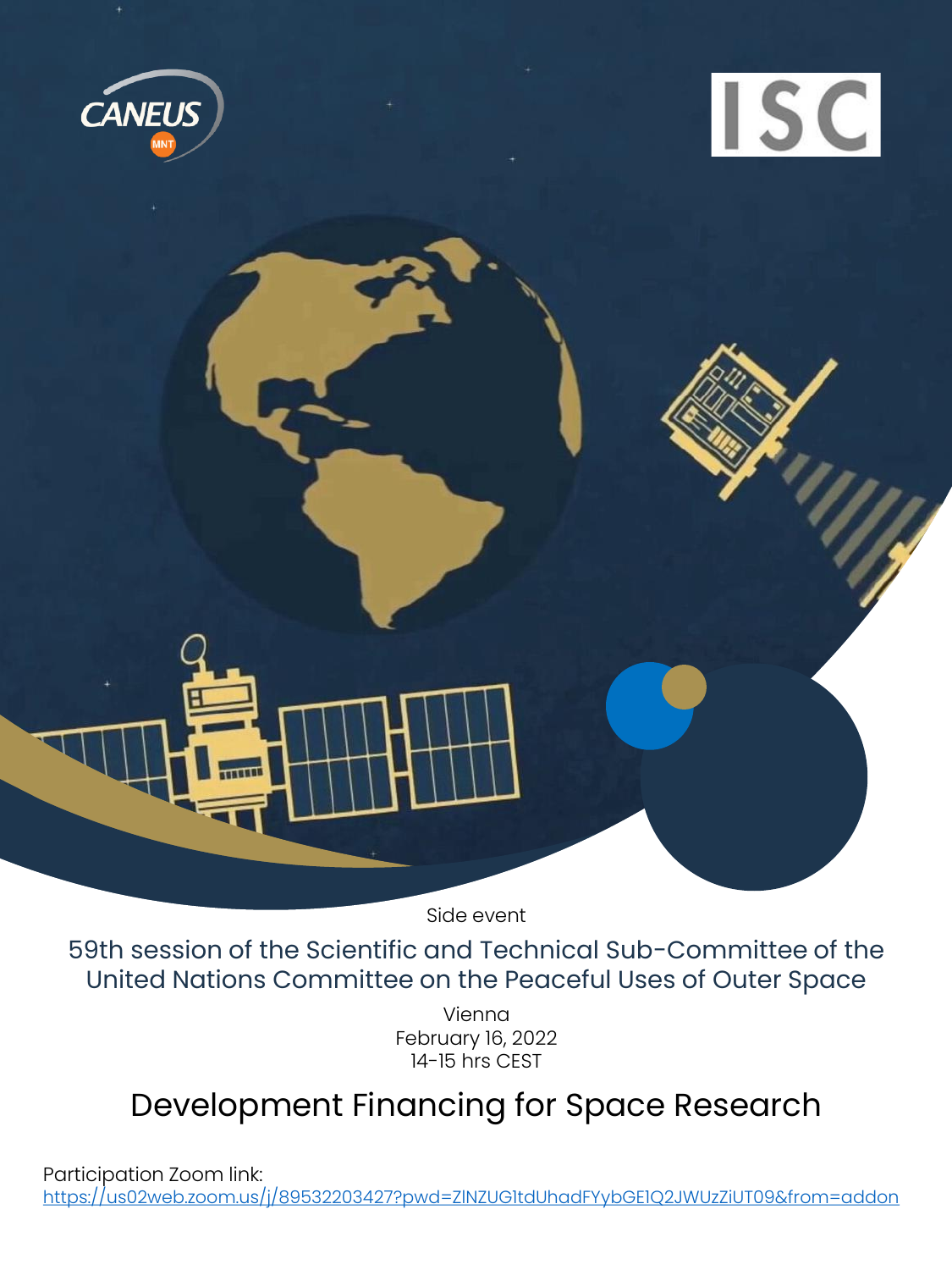CANEUS MNT

ISC

Side event

59th session of the Scientific and Technical Sub-Committee of the United Nations Committee on the Peaceful Uses of Outer Space

Vienna
February 16, 2022
14-15 hrs CEST

# Development Financing for Space Research

Participation Zoom link:
https://us02web.zoom.us/j/89532203427?pwd=ZlNZUG1tdUhadFYybGE1Q2JWUzZiUT09&from=addon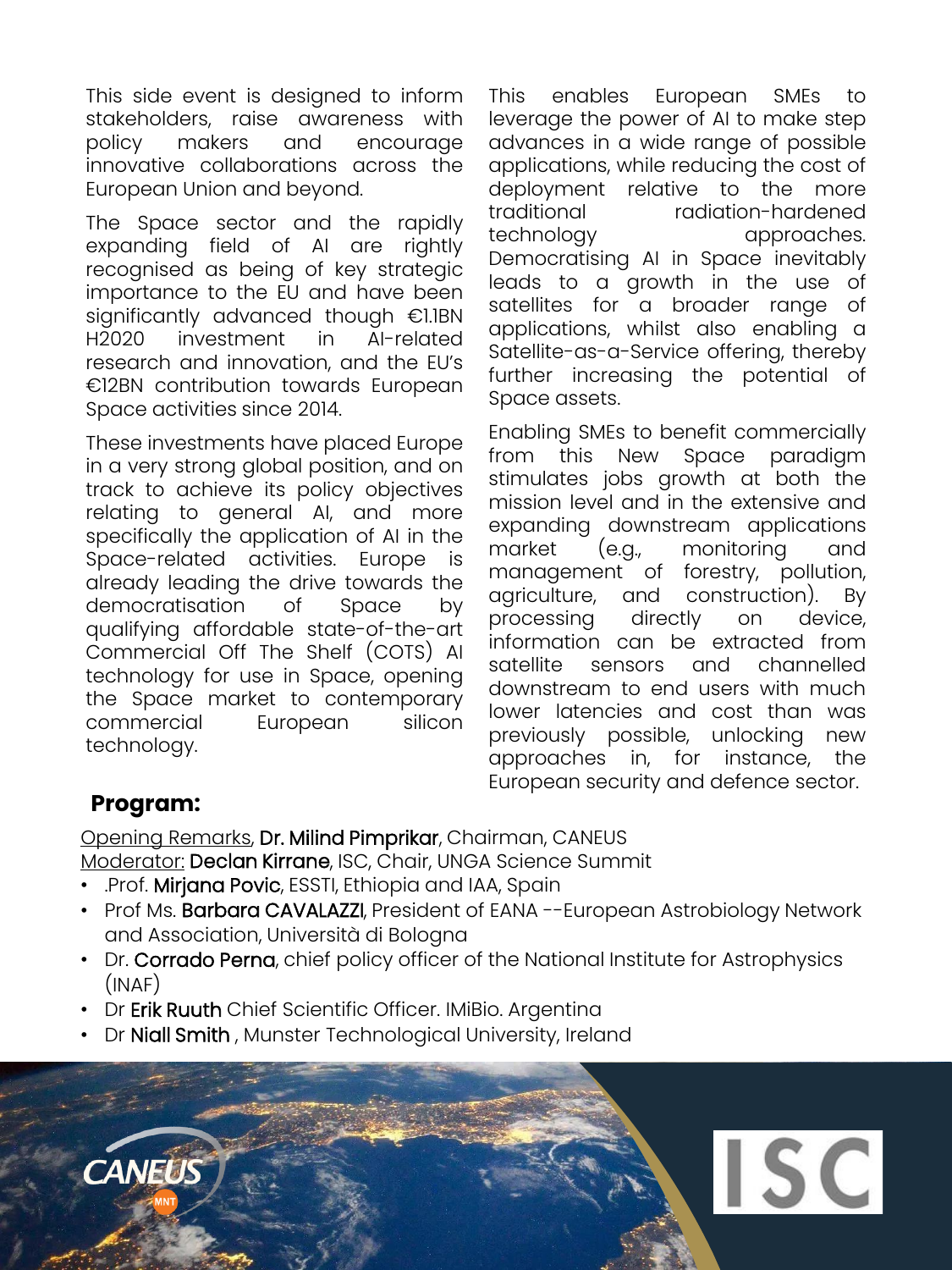This side event is designed to inform stakeholders, raise awareness with policy makers and encourage innovative collaborations across the European Union and beyond.

The Space sector and the rapidly expanding field of AI are rightly recognised as being of key strategic importance to the EU and have been significantly advanced though €1.1BN H2020 investment in AI-related research and innovation, and the EU's €12BN contribution towards European Space activities since 2014.

These investments have placed Europe in a very strong global position, and on track to achieve its policy objectives relating to general AI, and more specifically the application of AI in the Space-related activities. Europe is already leading the drive towards the democratisation of Space by qualifying affordable state-of-the-art Commercial Off The Shelf (COTS) AI technology for use in Space, opening the Space market to contemporary commercial European silicon technology.

This enables European SMEs to leverage the power of AI to make step advances in a wide range of possible applications, while reducing the cost of deployment relative to the more traditional radiation-hardened technology approaches. Democratising AI in Space inevitably leads to a growth in the use of satellites for a broader range of applications, whilst also enabling a Satellite-as-a-Service offering, thereby further increasing the potential of Space assets.

Enabling SMEs to benefit commercially from this New Space paradigm stimulates jobs growth at both the mission level and in the extensive and expanding downstream applications market (e.g., monitoring and management of forestry, pollution, agriculture, and construction). By processing directly on device, information can be extracted from satellite sensors and channelled downstream to end users with much lower latencies and cost than was previously possible, unlocking new approaches in, for instance, the European security and defence sector.

## Program:

Opening Remarks, Dr. Milind Pimprikar, Chairman, CANEUS
Moderator: Declan Kirrane, ISC, Chair, UNGA Science Summit

- .Prof. Mirjana Povic, ESSTI, Ethiopia and IAA, Spain
- Prof Ms. Barbara CAVALAZZI, President of EANA --European Astrobiology Network and Association, Università di Bologna
- Dr. Corrado Perna, chief policy officer of the National Institute for Astrophysics (INAF)
- Dr Erik Ruuth Chief Scientific Officer. IMiBio. Argentina
- Dr Niall Smith , Munster Technological University, Ireland

CANEUS MNT

ISC